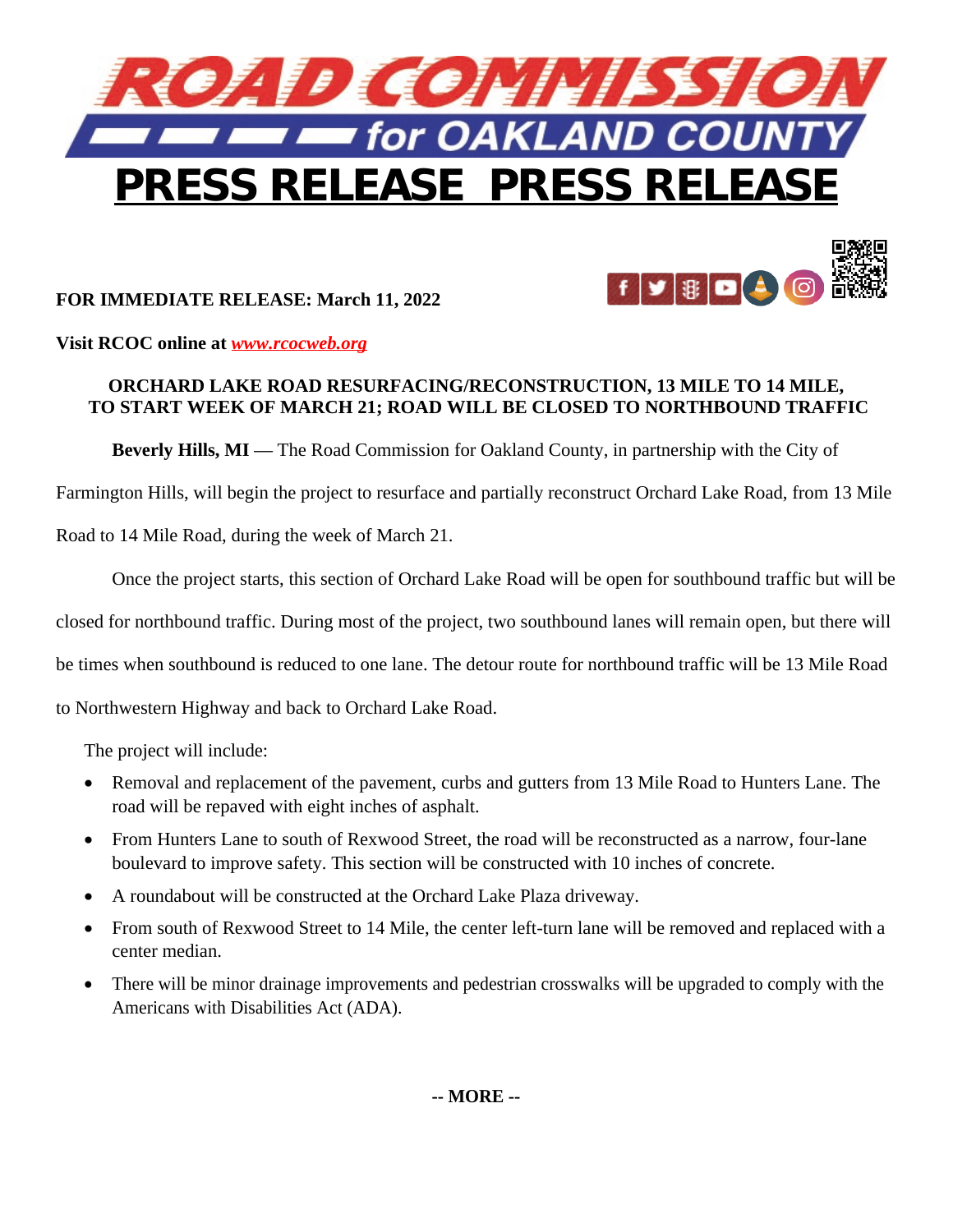# ROAD COMMISSION for OAKLAND COUNTY

# PRESS RELEASE PRESS RELEASE

**FOR IMMEDIATE RELEASE: March 11, 2022**

**Visit RCOC online at *www.rcocweb.org***

**ORCHARD LAKE ROAD RESURFACING/RECONSTRUCTION, 13 MILE TO 14 MILE, TO START WEEK OF MARCH 21; ROAD WILL BE CLOSED TO NORTHBOUND TRAFFIC**

**Beverly Hills, MI —** The Road Commission for Oakland County, in partnership with the City of Farmington Hills, will begin the project to resurface and partially reconstruct Orchard Lake Road, from 13 Mile Road to 14 Mile Road, during the week of March 21.

Once the project starts, this section of Orchard Lake Road will be open for southbound traffic but will be closed for northbound traffic. During most of the project, two southbound lanes will remain open, but there will be times when southbound is reduced to one lane. The detour route for northbound traffic will be 13 Mile Road to Northwestern Highway and back to Orchard Lake Road.

The project will include:

- Removal and replacement of the pavement, curbs and gutters from 13 Mile Road to Hunters Lane. The road will be repaved with eight inches of asphalt.
- From Hunters Lane to south of Rexwood Street, the road will be reconstructed as a narrow, four-lane boulevard to improve safety. This section will be constructed with 10 inches of concrete.
- A roundabout will be constructed at the Orchard Lake Plaza driveway.
- From south of Rexwood Street to 14 Mile, the center left-turn lane will be removed and replaced with a center median.
- There will be minor drainage improvements and pedestrian crosswalks will be upgraded to comply with the Americans with Disabilities Act (ADA).

**-- MORE --**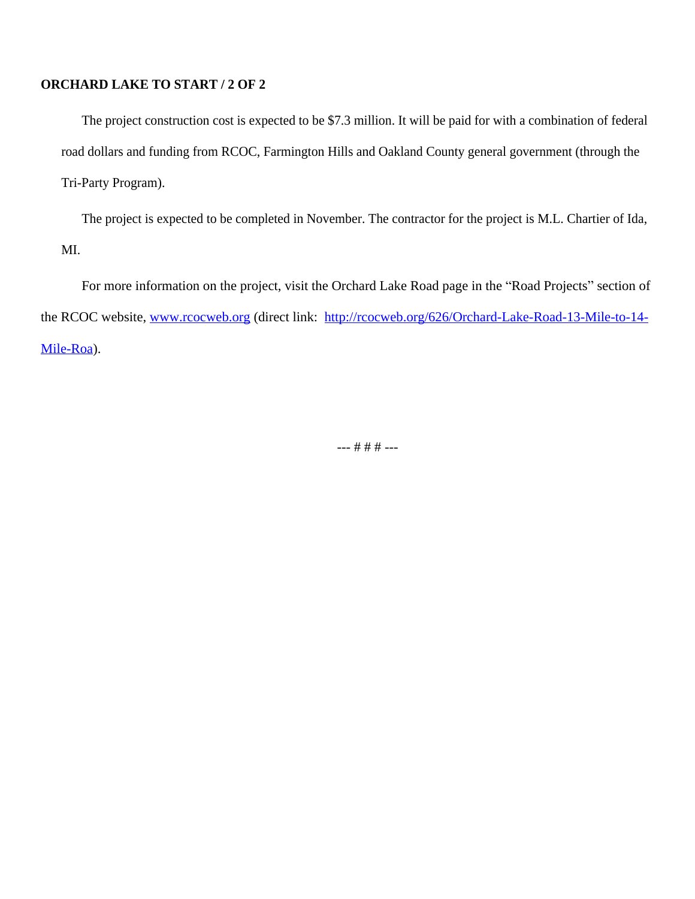**ORCHARD LAKE TO START / 2 OF 2**

The project construction cost is expected to be $7.3 million. It will be paid for with a combination of federal road dollars and funding from RCOC, Farmington Hills and Oakland County general government (through the Tri-Party Program).

The project is expected to be completed in November. The contractor for the project is M.L. Chartier of Ida, MI.

For more information on the project, visit the Orchard Lake Road page in the "Road Projects" section of the RCOC website, www.rcocweb.org (direct link: http://rcocweb.org/626/Orchard-Lake-Road-13-Mile-to-14-Mile-Roa).

--- # # # ---